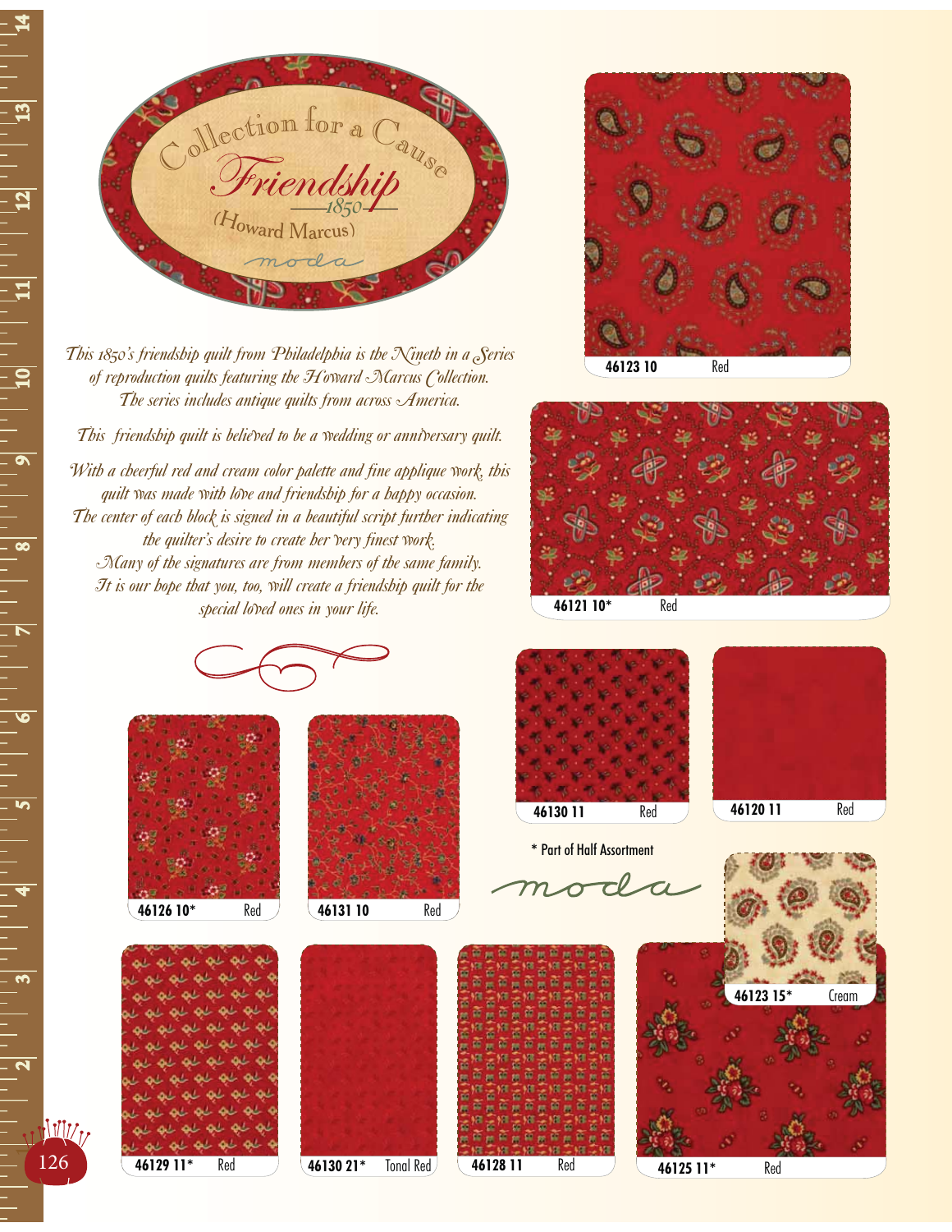# Collection for a Cause

## Friendship

1850

(Howard Marcus)

moda

*This 1850's friendship quilt from Philadelphia is the Nineth in a Series of reproduction quilts featuring the Howard Marcus Collection. The series includes antique quilts from across America.*

*This friendship quilt is believed to be a wedding or anniversary quilt.*

*With a cheerful red and cream color palette and fine applique work, this quilt was made with love and friendship for a happy occasion. The center of each block is signed in a beautiful script further indicating the quilter's desire to create her very finest work. Many of the signatures are from members of the same family. It is our hope that you, too, will create a friendship quilt for the special loved ones in your life.*

**46123 10** Red

**46121 10*** Red

**46130 11** Red

**46120 11** Red

**46126 10*** Red

**46131 10** Red

\* Part of Half Assortment

moda

**46123 15*** Cream

**46129 11*** Red

**46130 21*** Tonal Red

**46128 11** Red

**46125 11*** Red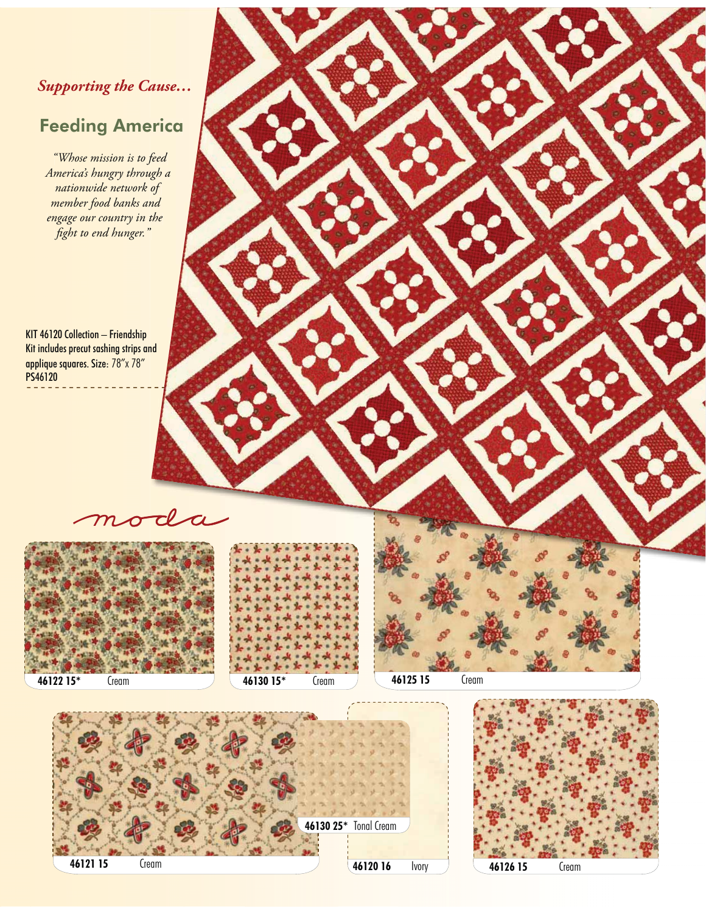*Supporting the Cause…*

## Feeding America

*"Whose mission is to feed America's hungry through a nationwide network of member food banks and engage our country in the fight to end hunger."*

KIT 46120 Collection – Friendship
Kit includes precut sashing strips and applique squares. Size: 78"x 78"
PS46120

moda

**46122 15*** Cream

**46130 15*** Cream

**46125 15** Cream

**46121 15** Cream

**46130 25*** Tonal Cream

**46120 16** Ivory

**46126 15** Cream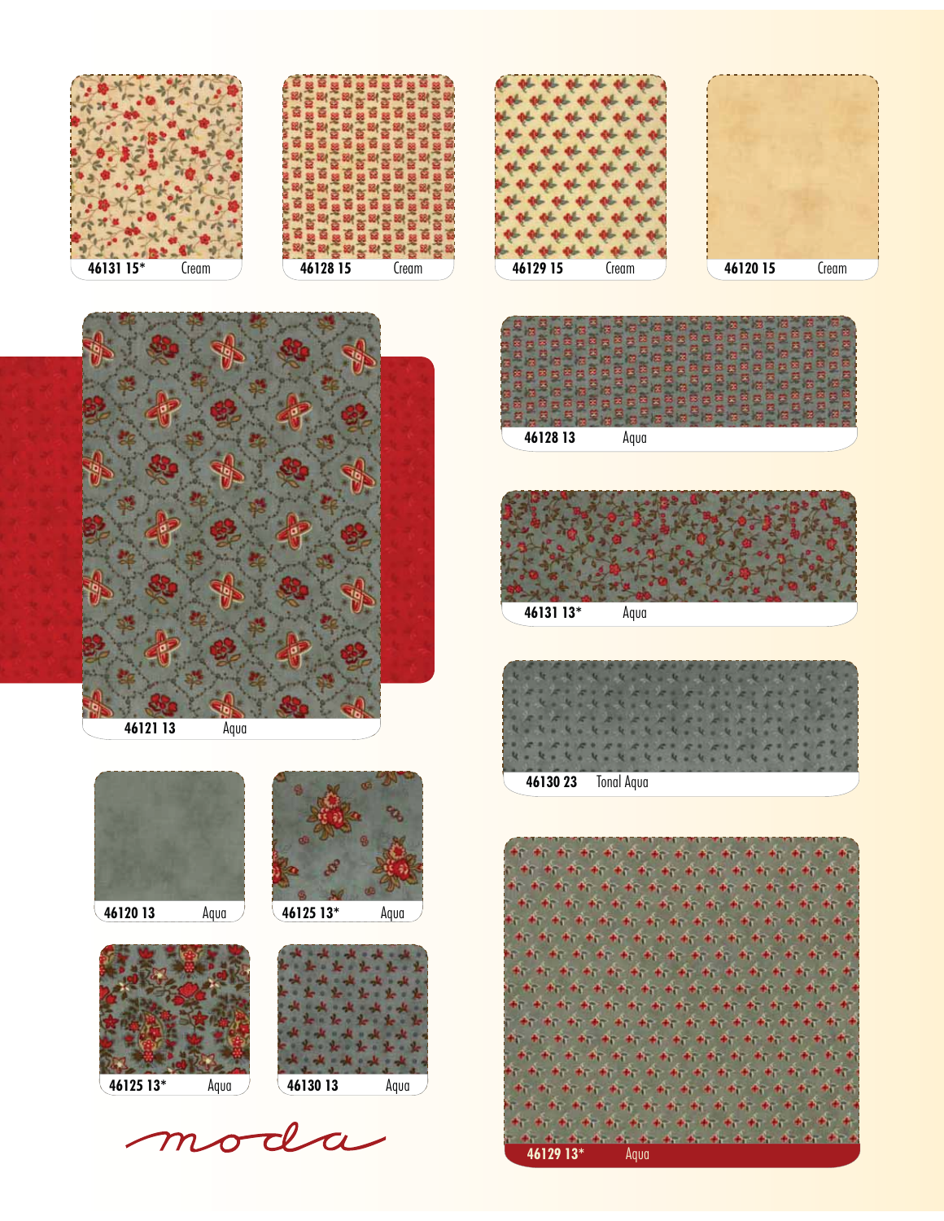46131 15* Cream

46128 15 Cream

46129 15 Cream

46120 15 Cream

46121 13 Aqua

46128 13 Aqua

46131 13* Aqua

46130 23 Tonal Aqua

46120 13 Aqua

46125 13* Aqua

46125 13* Aqua

46130 13 Aqua

46129 13* Aqua

moda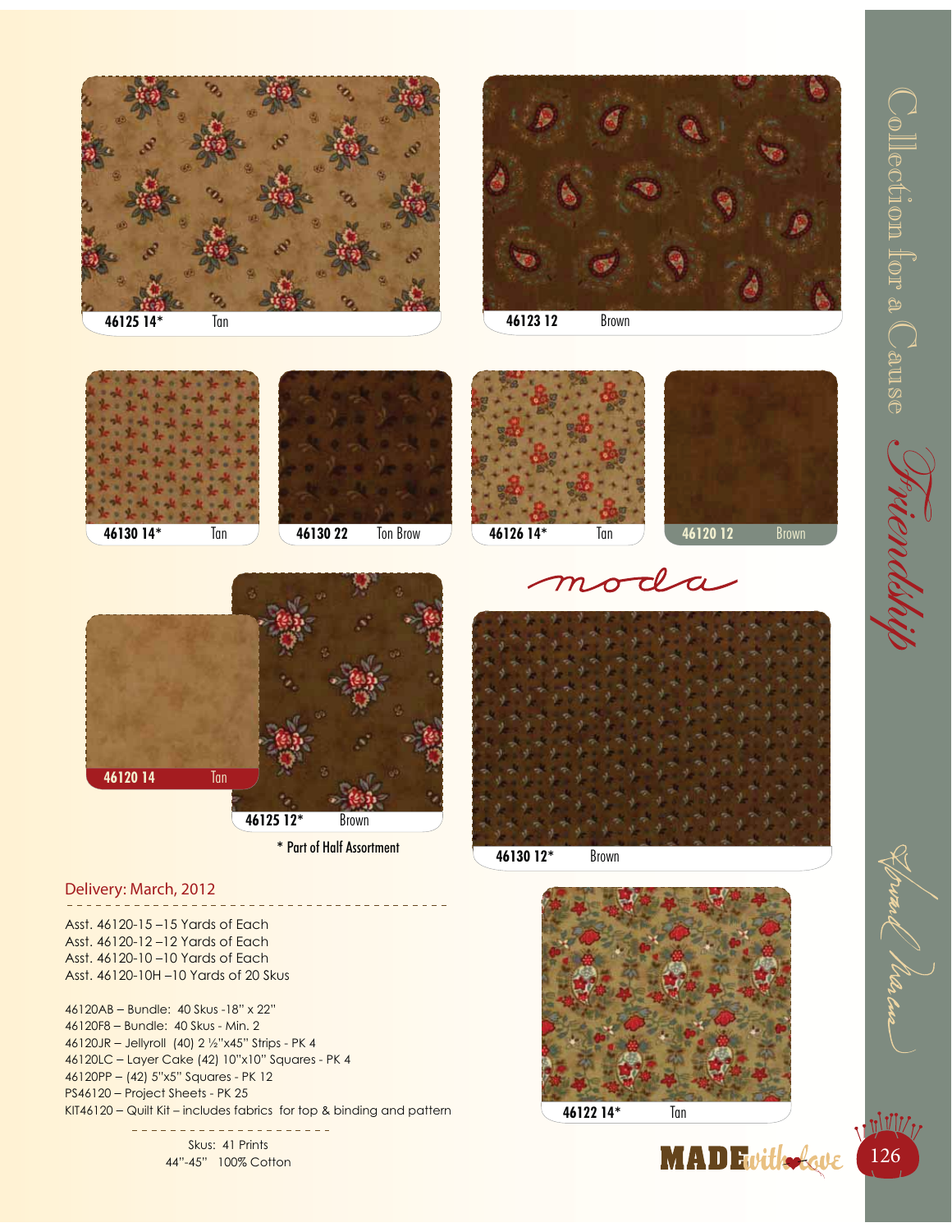46125 14* Tan

46123 12 Brown

46130 14* Tan

46130 22 Ton Brow

46126 14* Tan

46120 12 Brown

moda

46120 14 Tan

46125 12* Brown

\* Part of Half Assortment

46130 12* Brown

## Delivery: March, 2012

Asst. 46120-15 –15 Yards of Each
Asst. 46120-12 –12 Yards of Each
Asst. 46120-10 –10 Yards of Each
Asst. 46120-10H –10 Yards of 20 Skus

46120AB – Bundle: 40 Skus -18" x 22"
46120F8 – Bundle: 40 Skus - Min. 2
46120JR – Jellyroll (40) 2 ½"x45" Strips - PK 4
46120LC – Layer Cake (42) 10"x10" Squares - PK 4
46120PP – (42) 5"x5" Squares - PK 12
PS46120 – Project Sheets - PK 25
KIT46120 – Quilt Kit – includes fabrics for top & binding and pattern

Skus: 41 Prints
44"-45" 100% Cotton

46122 14* Tan

Collection for a Cause *Friendship*

MADE with Love